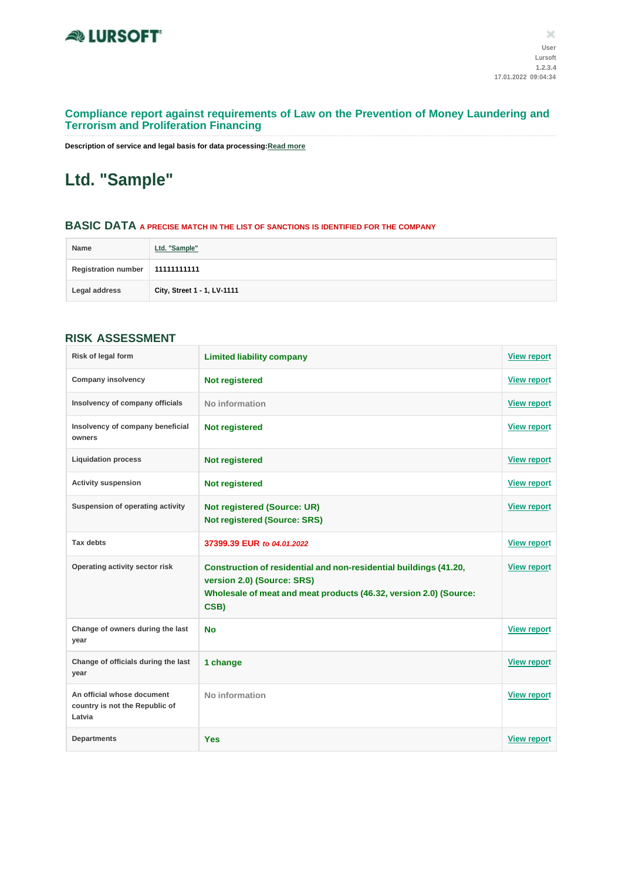LURSOFT

User
Lursoft
1.2.3.4
17.01.2022 09:04:34

## Compliance report against requirements of Law on the Prevention of Money Laundering and Terrorism and Proliferation Financing

**Description of service and legal basis for data processing:** Read more

# Ltd. "Sample"

## BASIC DATA A PRECISE MATCH IN THE LIST OF SANCTIONS IS IDENTIFIED FOR THE COMPANY

| | |
|---|---|
| Name | Ltd. "Sample" |
| Registration number | 11111111111 |
| Legal address | City, Street 1 - 1, LV-1111 |

## RISK ASSESSMENT

| | | |
|---|---|---|
| Risk of legal form | Limited liability company | View report |
| Company insolvency | Not registered | View report |
| Insolvency of company officials | No information | View report |
| Insolvency of company beneficial owners | Not registered | View report |
| Liquidation process | Not registered | View report |
| Activity suspension | Not registered | View report |
| Suspension of operating activity | Not registered (Source: UR)<br>Not registered (Source: SRS) | View report |
| Tax debts | 37399.39 EUR *to 04.01.2022* | View report |
| Operating activity sector risk | Construction of residential and non-residential buildings (41.20, version 2.0) (Source: SRS)<br>Wholesale of meat and meat products (46.32, version 2.0) (Source: CSB) | View report |
| Change of owners during the last year | No | View report |
| Change of officials during the last year | 1 change | View report |
| An official whose document country is not the Republic of Latvia | No information | View report |
| Departments | Yes | View report |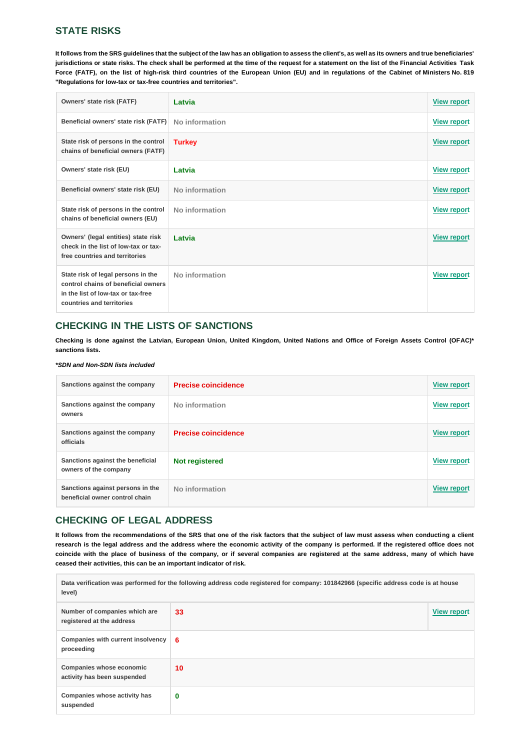## STATE RISKS

**It follows from the SRS guidelines that the subject of the law has an obligation to assess the client's, as well as its owners and true beneficiaries' jurisdictions or state risks. The check shall be performed at the time of the request for a statement on the list of the Financial Activities Task Force (FATF), on the list of high-risk third countries of the European Union (EU) and in regulations of the Cabinet of Ministers No. 819 "Regulations for low-tax or tax-free countries and territories".**

| | | |
|---|---|---|
| Owners' state risk (FATF) | Latvia | View report |
| Beneficial owners' state risk (FATF) | No information | View report |
| State risk of persons in the control chains of beneficial owners (FATF) | Turkey | View report |
| Owners' state risk (EU) | Latvia | View report |
| Beneficial owners' state risk (EU) | No information | View report |
| State risk of persons in the control chains of beneficial owners (EU) | No information | View report |
| Owners' (legal entities) state risk check in the list of low-tax or tax-free countries and territories | Latvia | View report |
| State risk of legal persons in the control chains of beneficial owners in the list of low-tax or tax-free countries and territories | No information | View report |

## CHECKING IN THE LISTS OF SANCTIONS

**Checking is done against the Latvian, European Union, United Kingdom, United Nations and Office of Foreign Assets Control (OFAC)* sanctions lists.**

***SDN and Non-SDN lists included***

| | | |
|---|---|---|
| Sanctions against the company | Precise coincidence | View report |
| Sanctions against the company owners | No information | View report |
| Sanctions against the company officials | Precise coincidence | View report |
| Sanctions against the beneficial owners of the company | Not registered | View report |
| Sanctions against persons in the beneficial owner control chain | No information | View report |

## CHECKING OF LEGAL ADDRESS

**It follows from the recommendations of the SRS that one of the risk factors that the subject of law must assess when conducting a client research is the legal address and the address where the economic activity of the company is performed. If the registered office does not coincide with the place of business of the company, or if several companies are registered at the same address, many of which have ceased their activities, this can be an important indicator of risk.**

| | | |
|---|---|---|
| Data verification was performed for the following address code registered for company: 101842966 (specific address code is at house level) | | |
| Number of companies which are registered at the address | 33 | View report |
| Companies with current insolvency proceeding | 6 | |
| Companies whose economic activity has been suspended | 10 | |
| Companies whose activity has suspended | 0 | |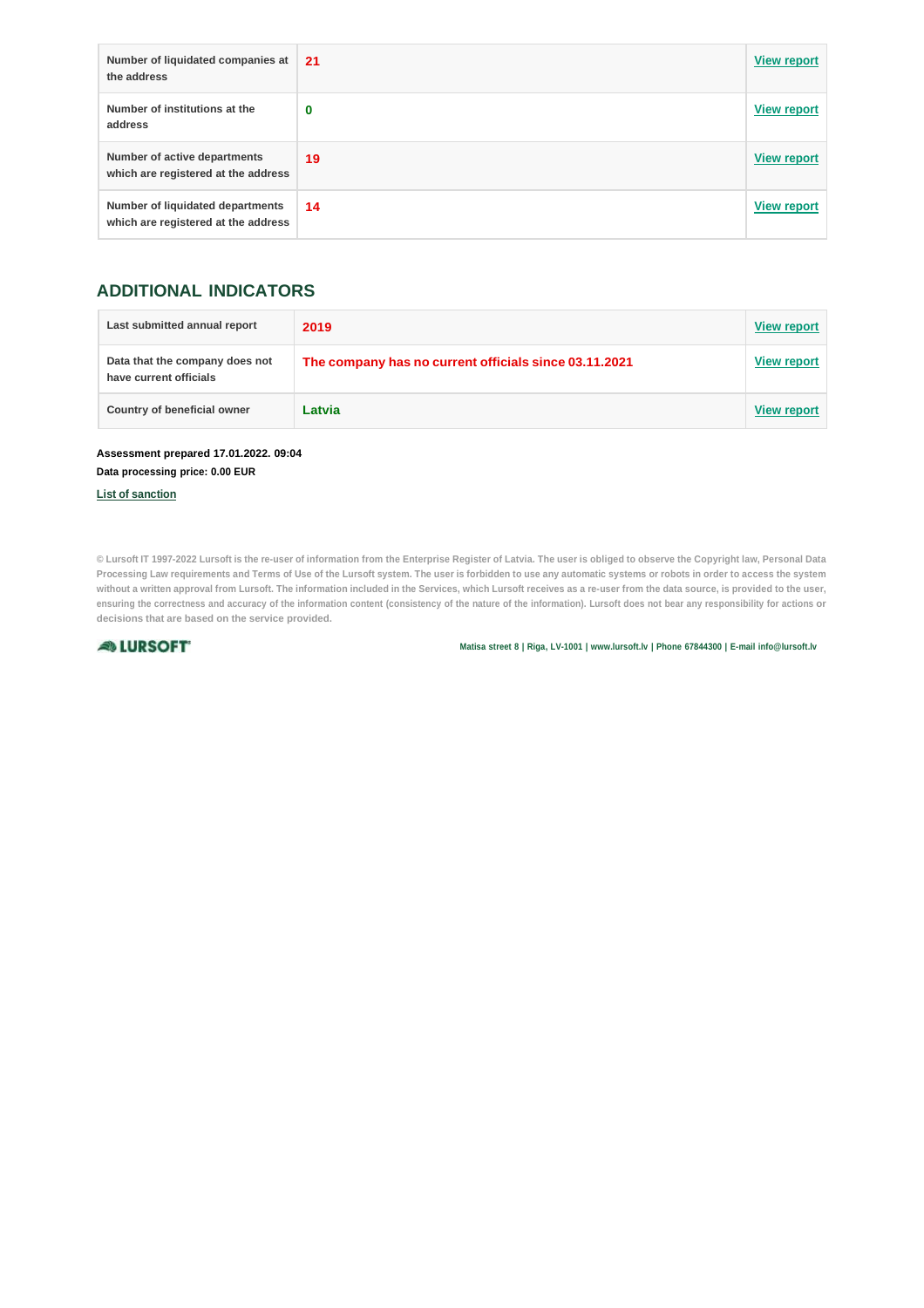| | | |
|---|---|---|
| Number of liquidated companies at the address | 21 | View report |
| Number of institutions at the address | 0 | View report |
| Number of active departments which are registered at the address | 19 | View report |
| Number of liquidated departments which are registered at the address | 14 | View report |

## ADDITIONAL INDICATORS

| | | |
|---|---|---|
| Last submitted annual report | 2019 | View report |
| Data that the company does not have current officials | The company has no current officials since 03.11.2021 | View report |
| Country of beneficial owner | Latvia | View report |

**Assessment prepared 17.01.2022. 09:04**

**Data processing price: 0.00 EUR**

List of sanction

© Lursoft IT 1997-2022 Lursoft is the re-user of information from the Enterprise Register of Latvia. The user is obliged to observe the Copyright law, Personal Data Processing Law requirements and Terms of Use of the Lursoft system. The user is forbidden to use any automatic systems or robots in order to access the system without a written approval from Lursoft. The information included in the Services, which Lursoft receives as a re-user from the data source, is provided to the user, ensuring the correctness and accuracy of the information content (consistency of the nature of the information). Lursoft does not bear any responsibility for actions or decisions that are based on the service provided.

LURSOFT

Matisa street 8 | Riga, LV-1001 | www.lursoft.lv | Phone 67844300 | E-mail info@lursoft.lv